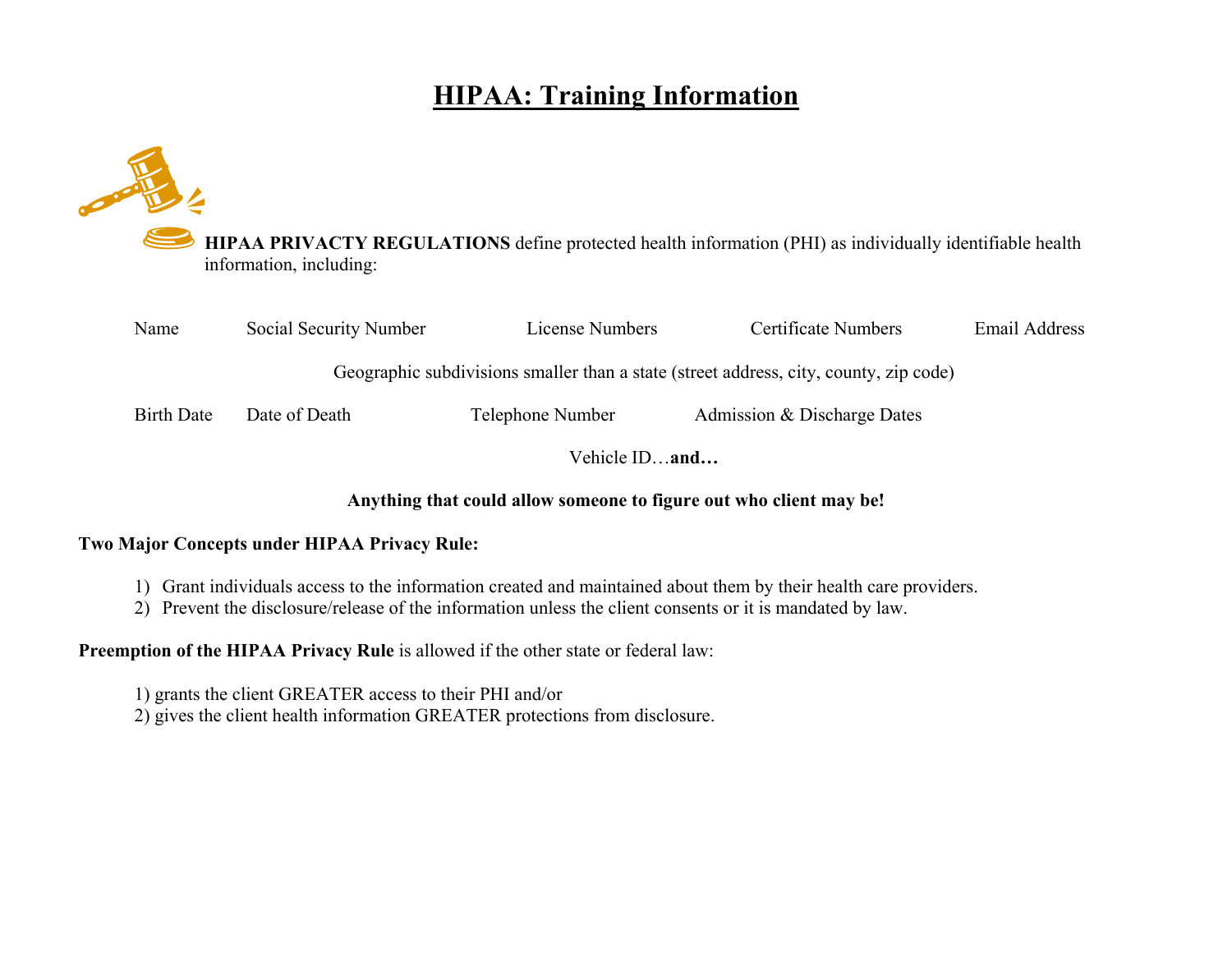# HIPAA: Training Information

**HIPAA PRIVACTY REGULATIONS** define protected health information (PHI) as individually identifiable health information, including:

Name Social Security Number License Numbers Certificate Numbers Email Address

Geographic subdivisions smaller than a state (street address, city, county, zip code)

Birth Date Date of Death Telephone Number Admission & Discharge Dates

Vehicle ID…**and…**

**Anything that could allow someone to figure out who client may be!**

**Two Major Concepts under HIPAA Privacy Rule:**

1) Grant individuals access to the information created and maintained about them by their health care providers.
2) Prevent the disclosure/release of the information unless the client consents or it is mandated by law.

**Preemption of the HIPAA Privacy Rule** is allowed if the other state or federal law:

1) grants the client GREATER access to their PHI and/or
2) gives the client health information GREATER protections from disclosure.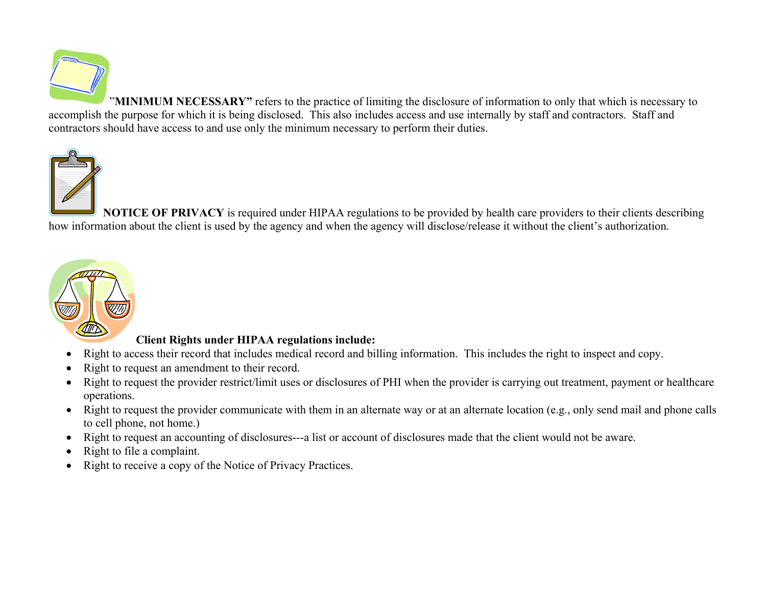”**MINIMUM NECESSARY”** refers to the practice of limiting the disclosure of information to only that which is necessary to accomplish the purpose for which it is being disclosed. This also includes access and use internally by staff and contractors. Staff and contractors should have access to and use only the minimum necessary to perform their duties.

**NOTICE OF PRIVACY** is required under HIPAA regulations to be provided by health care providers to their clients describing how information about the client is used by the agency and when the agency will disclose/release it without the client’s authorization.

**Client Rights under HIPAA regulations include:**

- Right to access their record that includes medical record and billing information. This includes the right to inspect and copy.
- Right to request an amendment to their record.
- Right to request the provider restrict/limit uses or disclosures of PHI when the provider is carrying out treatment, payment or healthcare operations.
- Right to request the provider communicate with them in an alternate way or at an alternate location (e.g., only send mail and phone calls to cell phone, not home.)
- Right to request an accounting of disclosures---a list or account of disclosures made that the client would not be aware.
- Right to file a complaint.
- Right to receive a copy of the Notice of Privacy Practices.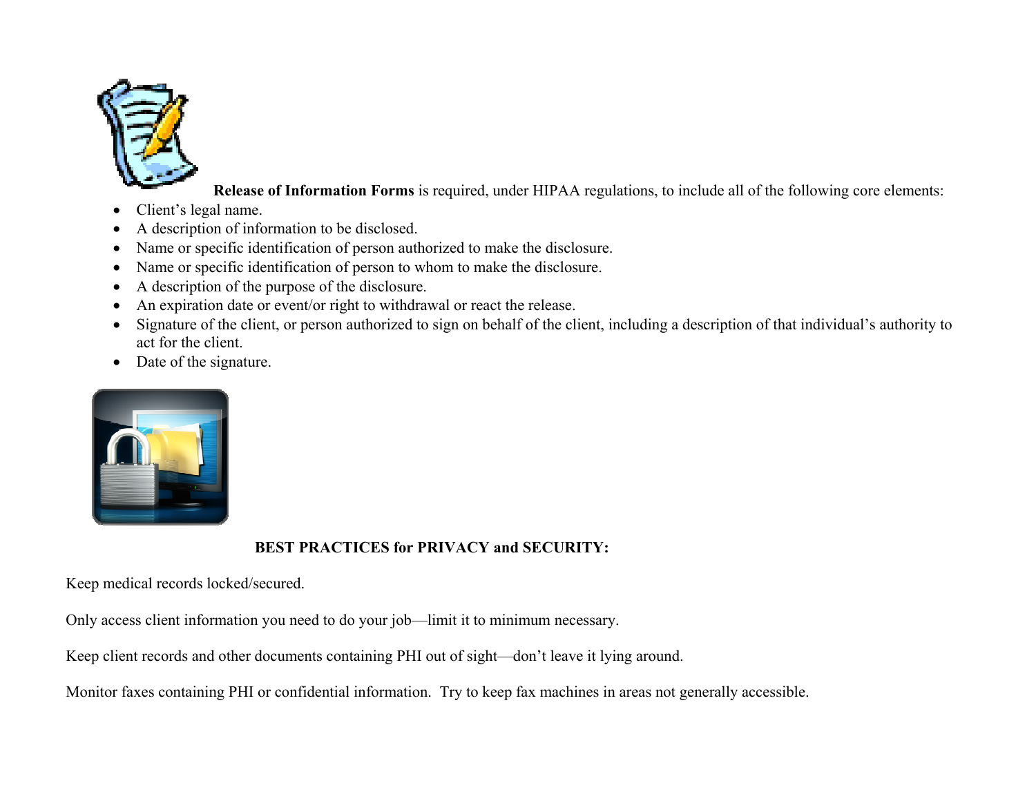**Release of Information Forms** is required, under HIPAA regulations, to include all of the following core elements:

- Client's legal name.
- A description of information to be disclosed.
- Name or specific identification of person authorized to make the disclosure.
- Name or specific identification of person to whom to make the disclosure.
- A description of the purpose of the disclosure.
- An expiration date or event/or right to withdrawal or react the release.
- Signature of the client, or person authorized to sign on behalf of the client, including a description of that individual's authority to act for the client.
- Date of the signature.

**BEST PRACTICES for PRIVACY and SECURITY:**

Keep medical records locked/secured.

Only access client information you need to do your job—limit it to minimum necessary.

Keep client records and other documents containing PHI out of sight—don't leave it lying around.

Monitor faxes containing PHI or confidential information. Try to keep fax machines in areas not generally accessible.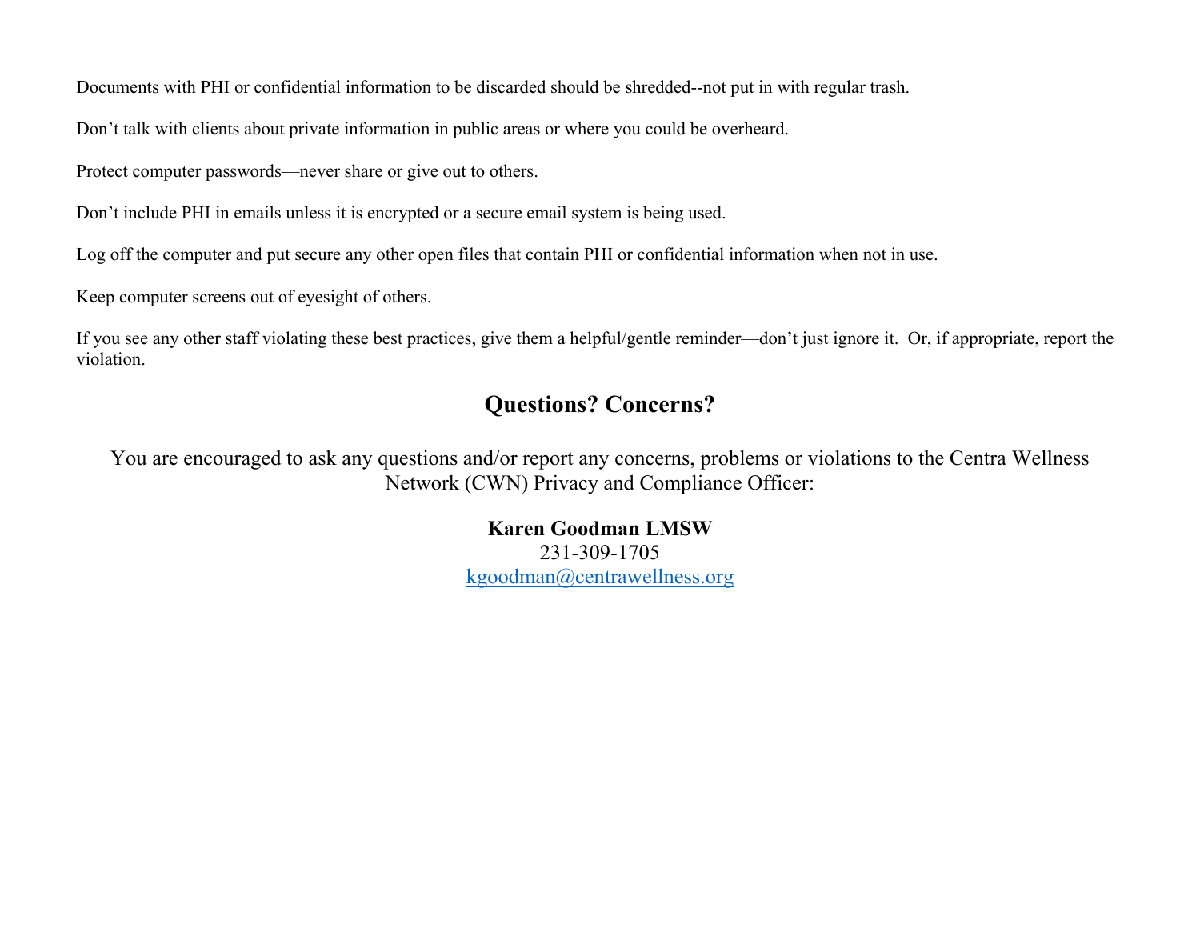Documents with PHI or confidential information to be discarded should be shredded--not put in with regular trash.

Don't talk with clients about private information in public areas or where you could be overheard.

Protect computer passwords—never share or give out to others.

Don't include PHI in emails unless it is encrypted or a secure email system is being used.

Log off the computer and put secure any other open files that contain PHI or confidential information when not in use.

Keep computer screens out of eyesight of others.

If you see any other staff violating these best practices, give them a helpful/gentle reminder—don't just ignore it. Or, if appropriate, report the violation.

## Questions? Concerns?

You are encouraged to ask any questions and/or report any concerns, problems or violations to the Centra Wellness Network (CWN) Privacy and Compliance Officer:

**Karen Goodman LMSW**
231-309-1705
kgoodman@centrawellness.org